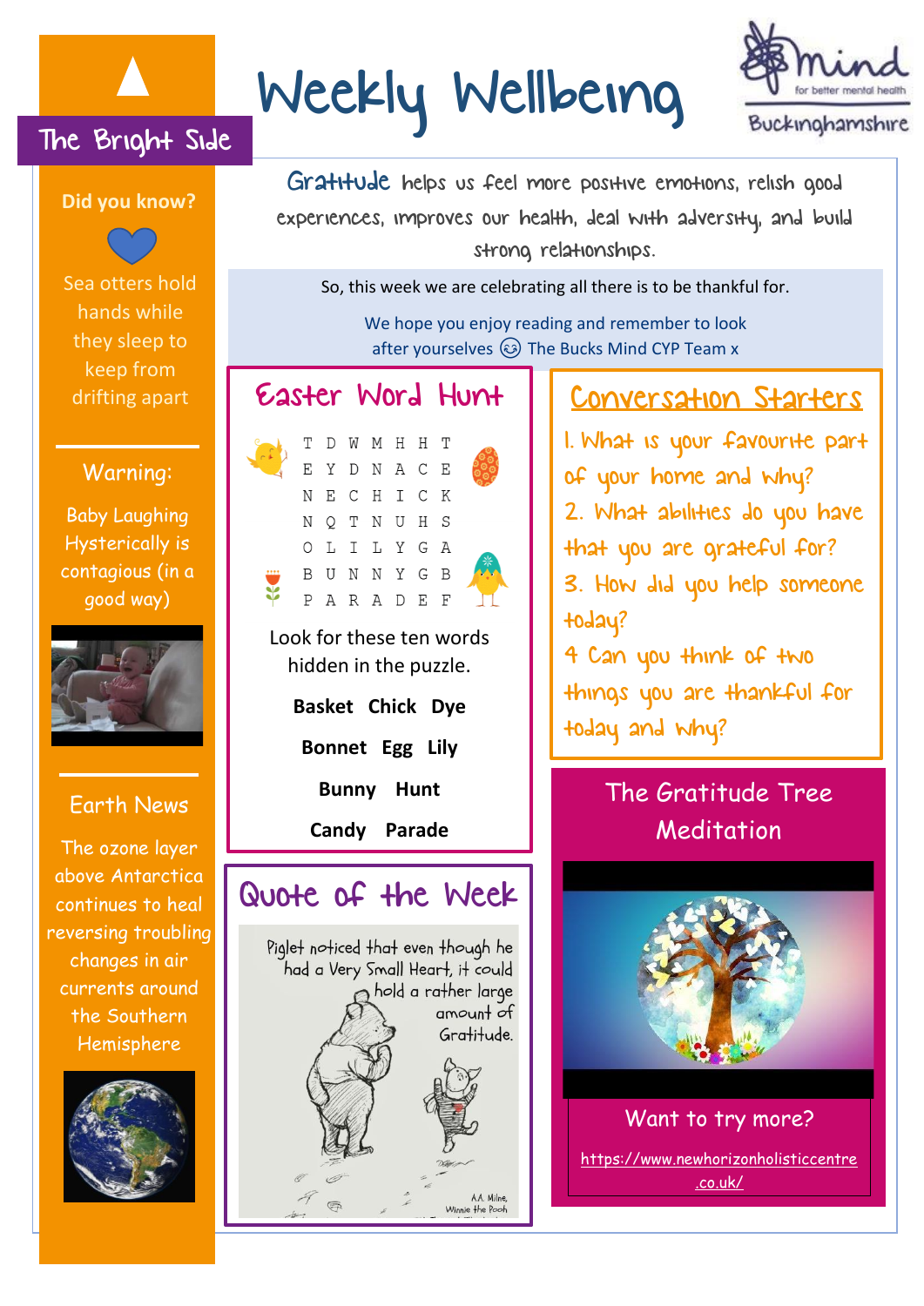# Weekly Wellbeing

## The Bright Side

**Did you know?**

Sea otters hold hands while they sleep to keep from drifting apart

**Warning:**

Baby Laughing Hysterically is contagious (in a good way)

**Earth News**

The ozone layer above Antarctica continues to heal reversing troubling changes in air currents around the Southern Hemisphere

Mind for better mental health — Buckinghamshire

**Gratitude** helps us feel more positive emotions, relish good experiences, improves our health, deal with adversity, and build strong relationships.

So, this week we are celebrating all there is to be thankful for.

We hope you enjoy reading and remember to look after yourselves 😊 The Bucks Mind CYP Team x

## Easter Word Hunt

```
T D W M H H T
E Y D N A C E
N E C H I C K
N Q T N U H S
O L I L Y G A
B U N N Y G B
P A R A D E F
```

Look for these ten words hidden in the puzzle.

**Basket Chick Dye**

**Bonnet Egg Lily**

**Bunny Hunt**

**Candy Parade**

## Conversation Starters

1. What is your favourite part of your home and why?
2. What abilities do you have that you are grateful for?
3. How did you help someone today?
4. Can you think of two things you are thankful for today and why?

## Quote of the Week

Piglet noticed that even though he had a Very Small Heart, it could hold a rather large amount of Gratitude.

A.A. Milne, Winnie the Pooh

## The Gratitude Tree Meditation

Want to try more?

https://www.newhorizonholisticcentre.co.uk/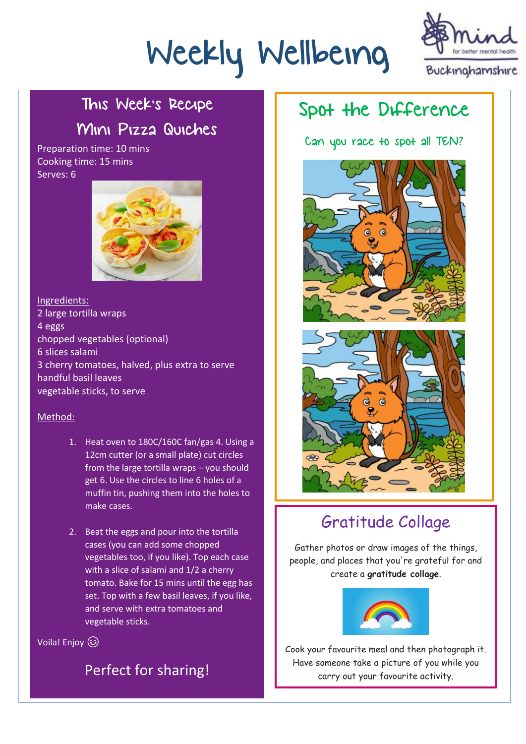# Weekly Wellbeing

## This Week's Recipe

### Mini Pizza Quiches

Preparation time: 10 mins
Cooking time: 15 mins
Serves: 6

Ingredients:
2 large tortilla wraps
4 eggs
chopped vegetables (optional)
6 slices salami
3 cherry tomatoes, halved, plus extra to serve
handful basil leaves
vegetable sticks, to serve

Method:

1. Heat oven to 180C/160C fan/gas 4. Using a 12cm cutter (or a small plate) cut circles from the large tortilla wraps – you should get 6. Use the circles to line 6 holes of a muffin tin, pushing them into the holes to make cases.

2. Beat the eggs and pour into the tortilla cases (you can add some chopped vegetables too, if you like). Top each case with a slice of salami and 1/2 a cherry tomato. Bake for 15 mins until the egg has set. Top with a few basil leaves, if you like, and serve with extra tomatoes and vegetable sticks.

Voila! Enjoy 😉

Perfect for sharing!

## Spot the Difference

Can you race to spot all TEN?

## Gratitude Collage

Gather photos or draw images of the things, people, and places that you're grateful for and create a **gratitude collage**.

Cook your favourite meal and then photograph it. Have someone take a picture of you while you carry out your favourite activity.